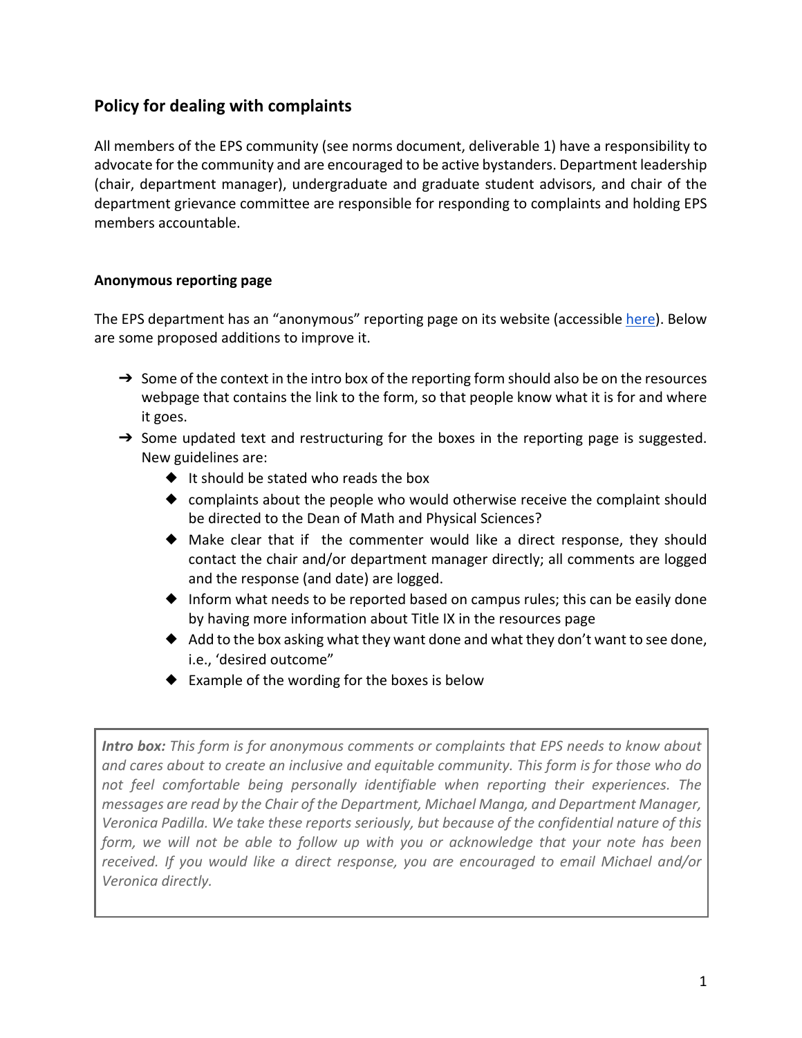## Policy for dealing with complaints

All members of the EPS community (see norms document, deliverable 1) have a responsibility to advocate for the community and are encouraged to be active bystanders. Department leadership (chair, department manager), undergraduate and graduate student advisors, and chair of the department grievance committee are responsible for responding to complaints and holding EPS members accountable.

### Anonymous reporting page

The EPS department has an "anonymous" reporting page on its website (accessible here). Below are some proposed additions to improve it.

- Some of the context in the intro box of the reporting form should also be on the resources webpage that contains the link to the form, so that people know what it is for and where it goes.
- Some updated text and restructuring for the boxes in the reporting page is suggested. New guidelines are:
  - It should be stated who reads the box
  - complaints about the people who would otherwise receive the complaint should be directed to the Dean of Math and Physical Sciences?
  - Make clear that if the commenter would like a direct response, they should contact the chair and/or department manager directly; all comments are logged and the response (and date) are logged.
  - Inform what needs to be reported based on campus rules; this can be easily done by having more information about Title IX in the resources page
  - Add to the box asking what they want done and what they don't want to see done, i.e., 'desired outcome"
  - Example of the wording for the boxes is below

> ***Intro box:*** *This form is for anonymous comments or complaints that EPS needs to know about and cares about to create an inclusive and equitable community. This form is for those who do not feel comfortable being personally identifiable when reporting their experiences. The messages are read by the Chair of the Department, Michael Manga, and Department Manager, Veronica Padilla. We take these reports seriously, but because of the confidential nature of this form, we will not be able to follow up with you or acknowledge that your note has been received. If you would like a direct response, you are encouraged to email Michael and/or Veronica directly.*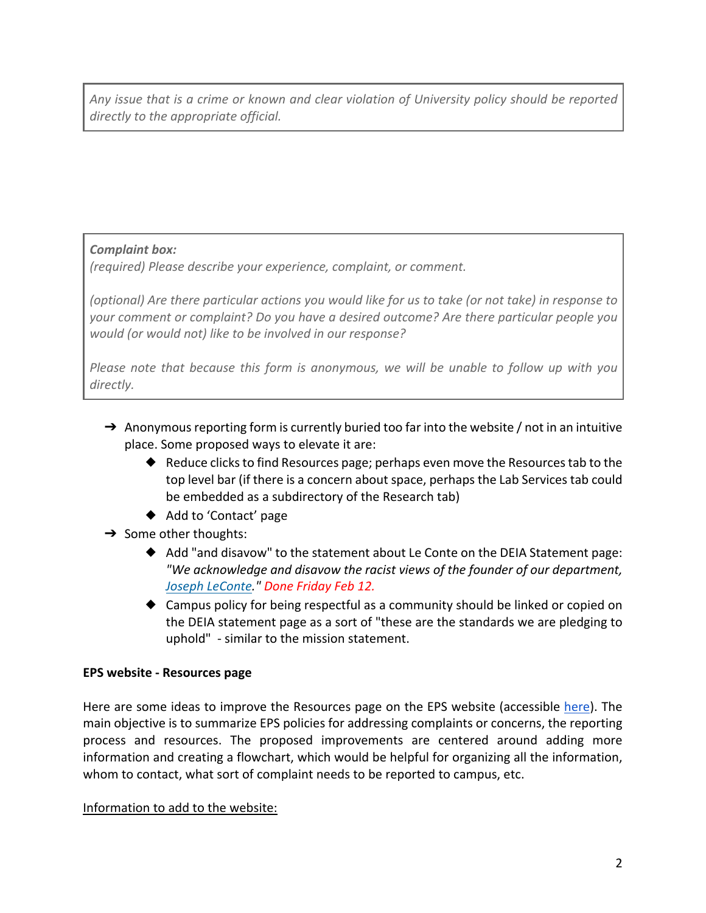> *Any issue that is a crime or known and clear violation of University policy should be reported directly to the appropriate official.*

> ***Complaint box:***
> *(required) Please describe your experience, complaint, or comment.*
>
> *(optional) Are there particular actions you would like for us to take (or not take) in response to your comment or complaint? Do you have a desired outcome? Are there particular people you would (or would not) like to be involved in our response?*
>
> *Please note that because this form is anonymous, we will be unable to follow up with you directly.*

- Anonymous reporting form is currently buried too far into the website / not in an intuitive place. Some proposed ways to elevate it are:
  - Reduce clicks to find Resources page; perhaps even move the Resources tab to the top level bar (if there is a concern about space, perhaps the Lab Services tab could be embedded as a subdirectory of the Research tab)
  - Add to 'Contact' page
- Some other thoughts:
  - Add "and disavow" to the statement about Le Conte on the DEIA Statement page: *"We acknowledge and disavow the racist views of the founder of our department, Joseph LeConte."* *Done Friday Feb 12.*
  - Campus policy for being respectful as a community should be linked or copied on the DEIA statement page as a sort of "these are the standards we are pledging to uphold" - similar to the mission statement.

**EPS website - Resources page**

Here are some ideas to improve the Resources page on the EPS website (accessible here). The main objective is to summarize EPS policies for addressing complaints or concerns, the reporting process and resources. The proposed improvements are centered around adding more information and creating a flowchart, which would be helpful for organizing all the information, whom to contact, what sort of complaint needs to be reported to campus, etc.

Information to add to the website: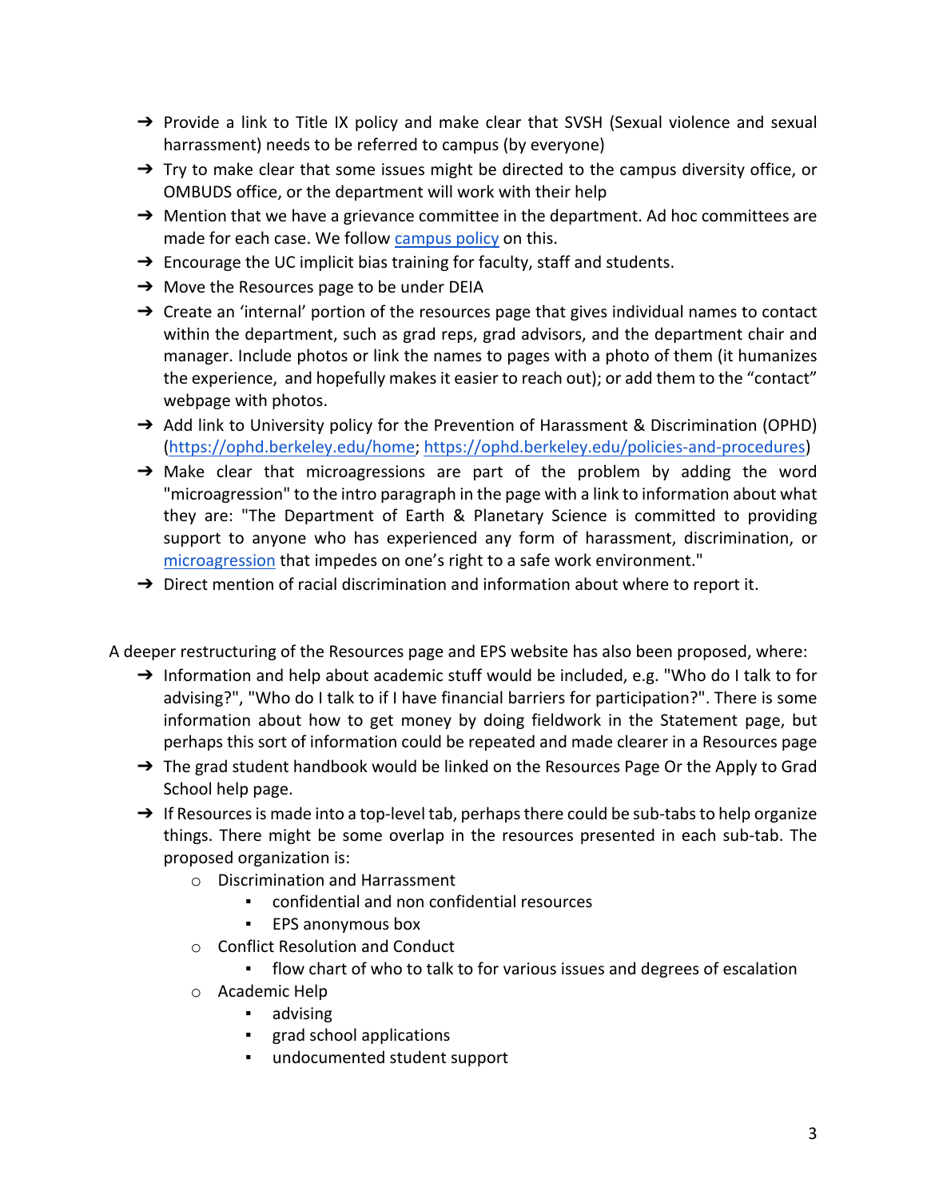- ➔ Provide a link to Title IX policy and make clear that SVSH (Sexual violence and sexual harrassment) needs to be referred to campus (by everyone)
- ➔ Try to make clear that some issues might be directed to the campus diversity office, or OMBUDS office, or the department will work with their help
- ➔ Mention that we have a grievance committee in the department. Ad hoc committees are made for each case. We follow [campus policy]() on this.
- ➔ Encourage the UC implicit bias training for faculty, staff and students.
- ➔ Move the Resources page to be under DEIA
- ➔ Create an 'internal' portion of the resources page that gives individual names to contact within the department, such as grad reps, grad advisors, and the department chair and manager. Include photos or link the names to pages with a photo of them (it humanizes the experience, and hopefully makes it easier to reach out); or add them to the "contact" webpage with photos.
- ➔ Add link to University policy for the Prevention of Harassment & Discrimination (OPHD) (https://ophd.berkeley.edu/home; https://ophd.berkeley.edu/policies-and-procedures)
- ➔ Make clear that microagressions are part of the problem by adding the word "microagression" to the intro paragraph in the page with a link to information about what they are: "The Department of Earth & Planetary Science is committed to providing support to anyone who has experienced any form of harassment, discrimination, or [microagression]() that impedes on one's right to a safe work environment."
- ➔ Direct mention of racial discrimination and information about where to report it.

A deeper restructuring of the Resources page and EPS website has also been proposed, where:

- ➔ Information and help about academic stuff would be included, e.g. "Who do I talk to for advising?", "Who do I talk to if I have financial barriers for participation?". There is some information about how to get money by doing fieldwork in the Statement page, but perhaps this sort of information could be repeated and made clearer in a Resources page
- ➔ The grad student handbook would be linked on the Resources Page Or the Apply to Grad School help page.
- ➔ If Resources is made into a top-level tab, perhaps there could be sub-tabs to help organize things. There might be some overlap in the resources presented in each sub-tab. The proposed organization is:
  - Discrimination and Harrassment
    - confidential and non confidential resources
    - EPS anonymous box
  - Conflict Resolution and Conduct
    - flow chart of who to talk to for various issues and degrees of escalation
  - Academic Help
    - advising
    - grad school applications
    - undocumented student support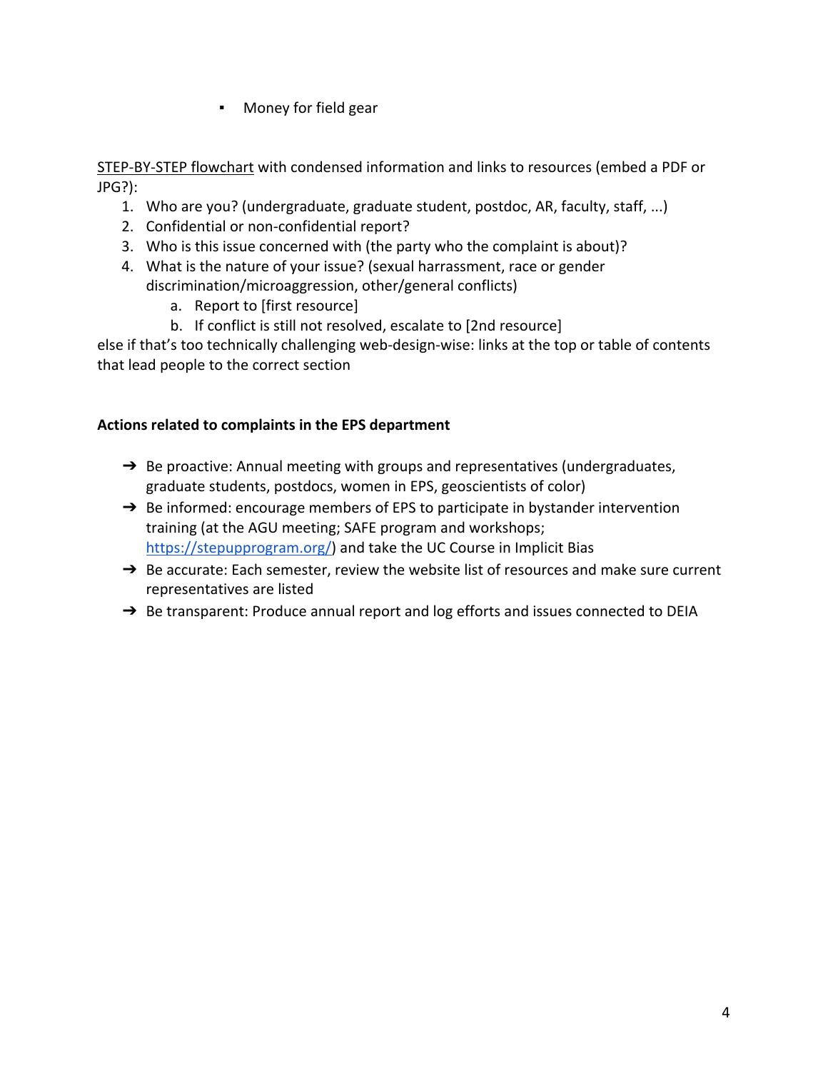- Money for field gear

STEP-BY-STEP flowchart with condensed information and links to resources (embed a PDF or JPG?):

1. Who are you? (undergraduate, graduate student, postdoc, AR, faculty, staff, ...)
2. Confidential or non-confidential report?
3. Who is this issue concerned with (the party who the complaint is about)?
4. What is the nature of your issue? (sexual harrassment, race or gender discrimination/microaggression, other/general conflicts)
   a. Report to [first resource]
   b. If conflict is still not resolved, escalate to [2nd resource]

else if that's too technically challenging web-design-wise: links at the top or table of contents that lead people to the correct section

**Actions related to complaints in the EPS department**

- ➔ Be proactive: Annual meeting with groups and representatives (undergraduates, graduate students, postdocs, women in EPS, geoscientists of color)
- ➔ Be informed: encourage members of EPS to participate in bystander intervention training (at the AGU meeting; SAFE program and workshops; https://stepupprogram.org/) and take the UC Course in Implicit Bias
- ➔ Be accurate: Each semester, review the website list of resources and make sure current representatives are listed
- ➔ Be transparent: Produce annual report and log efforts and issues connected to DEIA